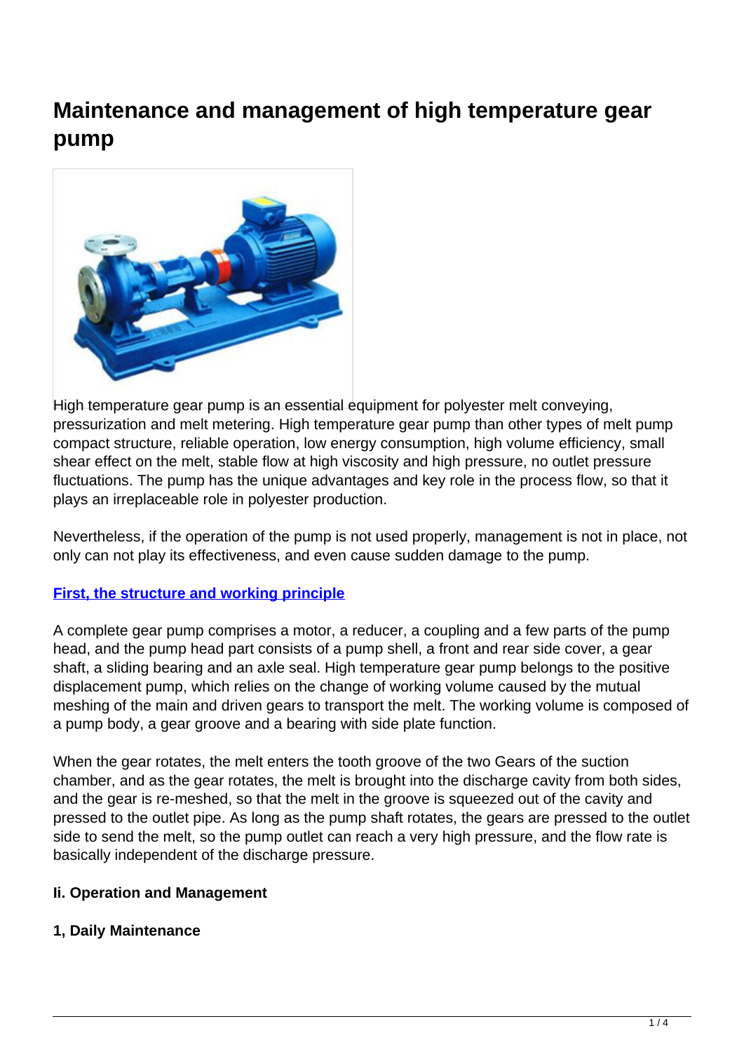# Maintenance and management of high temperature gear pump

High temperature gear pump is an essential equipment for polyester melt conveying, pressurization and melt metering. High temperature gear pump than other types of melt pump compact structure, reliable operation, low energy consumption, high volume efficiency, small shear effect on the melt, stable flow at high viscosity and high pressure, no outlet pressure fluctuations. The pump has the unique advantages and key role in the process flow, so that it plays an irreplaceable role in polyester production.

Nevertheless, if the operation of the pump is not used properly, management is not in place, not only can not play its effectiveness, and even cause sudden damage to the pump.

**First, the structure and working principle**

A complete gear pump comprises a motor, a reducer, a coupling and a few parts of the pump head, and the pump head part consists of a pump shell, a front and rear side cover, a gear shaft, a sliding bearing and an axle seal. High temperature gear pump belongs to the positive displacement pump, which relies on the change of working volume caused by the mutual meshing of the main and driven gears to transport the melt. The working volume is composed of a pump body, a gear groove and a bearing with side plate function.

When the gear rotates, the melt enters the tooth groove of the two Gears of the suction chamber, and as the gear rotates, the melt is brought into the discharge cavity from both sides, and the gear is re-meshed, so that the melt in the groove is squeezed out of the cavity and pressed to the outlet pipe. As long as the pump shaft rotates, the gears are pressed to the outlet side to send the melt, so the pump outlet can reach a very high pressure, and the flow rate is basically independent of the discharge pressure.

**Ii. Operation and Management**

**1, Daily Maintenance**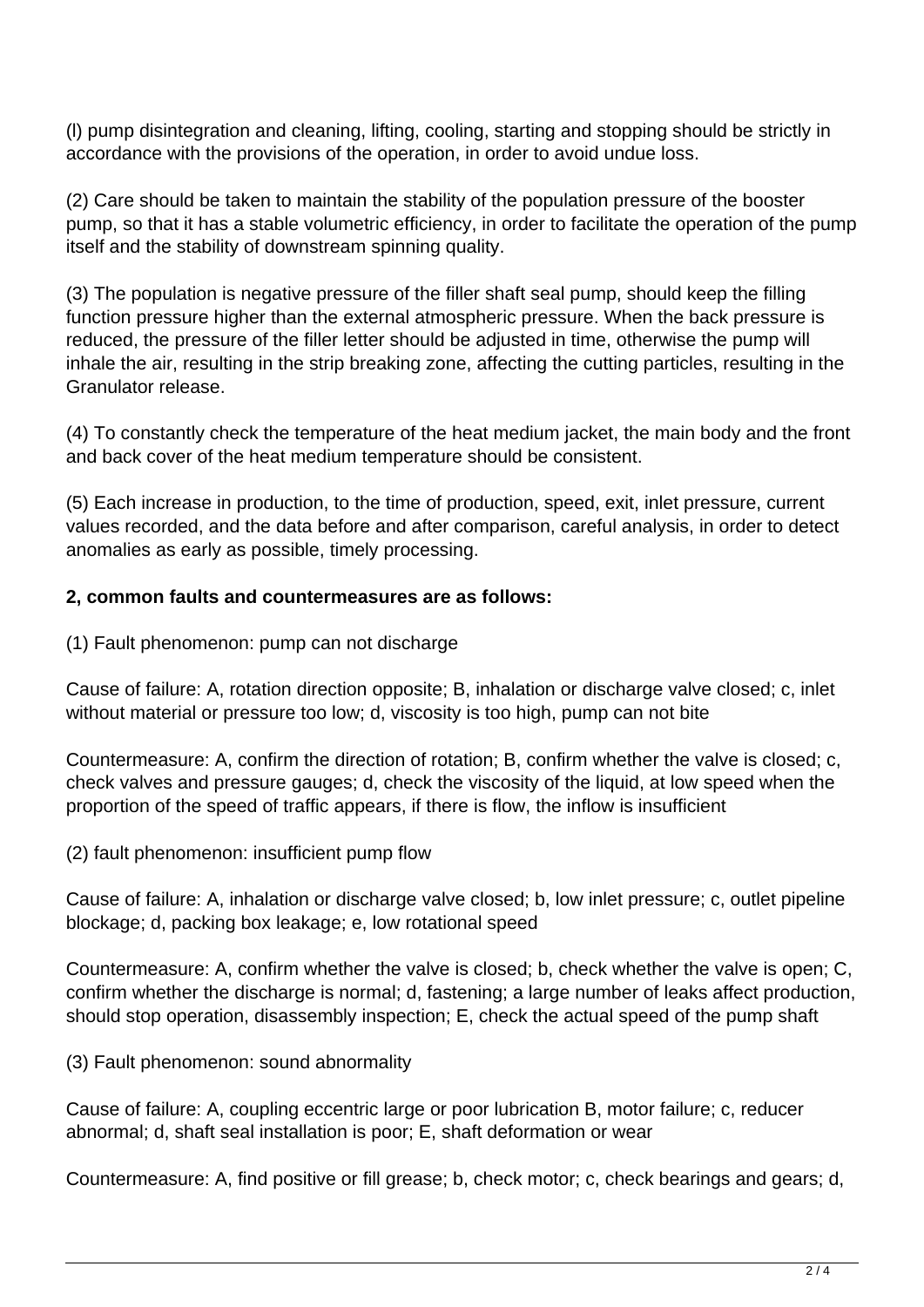(l) pump disintegration and cleaning, lifting, cooling, starting and stopping should be strictly in accordance with the provisions of the operation, in order to avoid undue loss.

(2) Care should be taken to maintain the stability of the population pressure of the booster pump, so that it has a stable volumetric efficiency, in order to facilitate the operation of the pump itself and the stability of downstream spinning quality.

(3) The population is negative pressure of the filler shaft seal pump, should keep the filling function pressure higher than the external atmospheric pressure. When the back pressure is reduced, the pressure of the filler letter should be adjusted in time, otherwise the pump will inhale the air, resulting in the strip breaking zone, affecting the cutting particles, resulting in the Granulator release.

(4) To constantly check the temperature of the heat medium jacket, the main body and the front and back cover of the heat medium temperature should be consistent.

(5) Each increase in production, to the time of production, speed, exit, inlet pressure, current values recorded, and the data before and after comparison, careful analysis, in order to detect anomalies as early as possible, timely processing.

**2, common faults and countermeasures are as follows:**

(1) Fault phenomenon: pump can not discharge

Cause of failure: A, rotation direction opposite; B, inhalation or discharge valve closed; c, inlet without material or pressure too low; d, viscosity is too high, pump can not bite

Countermeasure: A, confirm the direction of rotation; B, confirm whether the valve is closed; c, check valves and pressure gauges; d, check the viscosity of the liquid, at low speed when the proportion of the speed of traffic appears, if there is flow, the inflow is insufficient

(2) fault phenomenon: insufficient pump flow

Cause of failure: A, inhalation or discharge valve closed; b, low inlet pressure; c, outlet pipeline blockage; d, packing box leakage; e, low rotational speed

Countermeasure: A, confirm whether the valve is closed; b, check whether the valve is open; C, confirm whether the discharge is normal; d, fastening; a large number of leaks affect production, should stop operation, disassembly inspection; E, check the actual speed of the pump shaft

(3) Fault phenomenon: sound abnormality

Cause of failure: A, coupling eccentric large or poor lubrication B, motor failure; c, reducer abnormal; d, shaft seal installation is poor; E, shaft deformation or wear

Countermeasure: A, find positive or fill grease; b, check motor; c, check bearings and gears; d,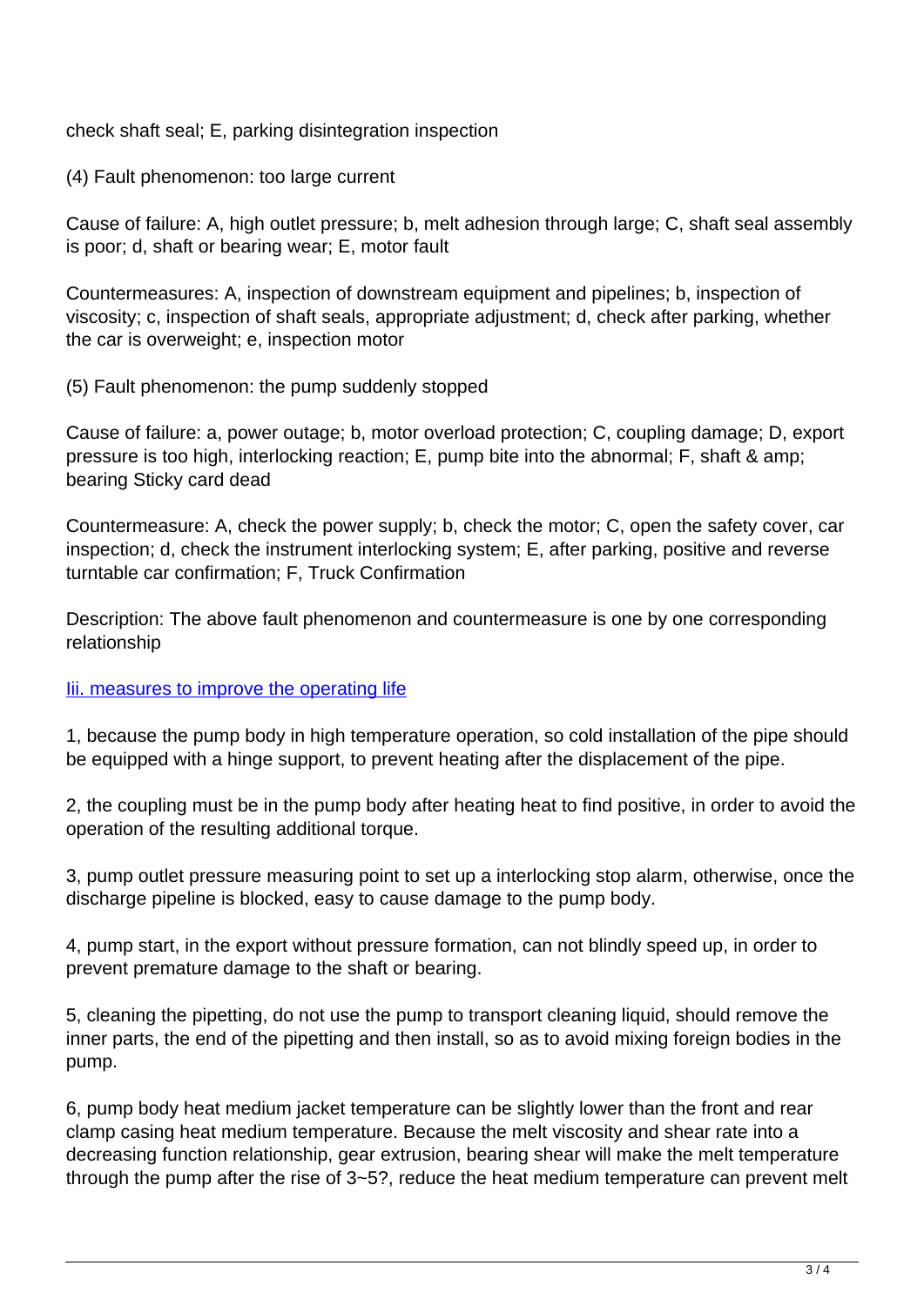check shaft seal; E, parking disintegration inspection

(4) Fault phenomenon: too large current

Cause of failure: A, high outlet pressure; b, melt adhesion through large; C, shaft seal assembly is poor; d, shaft or bearing wear; E, motor fault

Countermeasures: A, inspection of downstream equipment and pipelines; b, inspection of viscosity; c, inspection of shaft seals, appropriate adjustment; d, check after parking, whether the car is overweight; e, inspection motor

(5) Fault phenomenon: the pump suddenly stopped

Cause of failure: a, power outage; b, motor overload protection; C, coupling damage; D, export pressure is too high, interlocking reaction; E, pump bite into the abnormal; F, shaft & amp; bearing Sticky card dead

Countermeasure: A, check the power supply; b, check the motor; C, open the safety cover, car inspection; d, check the instrument interlocking system; E, after parking, positive and reverse turntable car confirmation; F, Truck Confirmation

Description: The above fault phenomenon and countermeasure is one by one corresponding relationship

## Iii. measures to improve the operating life

1, because the pump body in high temperature operation, so cold installation of the pipe should be equipped with a hinge support, to prevent heating after the displacement of the pipe.

2, the coupling must be in the pump body after heating heat to find positive, in order to avoid the operation of the resulting additional torque.

3, pump outlet pressure measuring point to set up a interlocking stop alarm, otherwise, once the discharge pipeline is blocked, easy to cause damage to the pump body.

4, pump start, in the export without pressure formation, can not blindly speed up, in order to prevent premature damage to the shaft or bearing.

5, cleaning the pipetting, do not use the pump to transport cleaning liquid, should remove the inner parts, the end of the pipetting and then install, so as to avoid mixing foreign bodies in the pump.

6, pump body heat medium jacket temperature can be slightly lower than the front and rear clamp casing heat medium temperature. Because the melt viscosity and shear rate into a decreasing function relationship, gear extrusion, bearing shear will make the melt temperature through the pump after the rise of 3~5?, reduce the heat medium temperature can prevent melt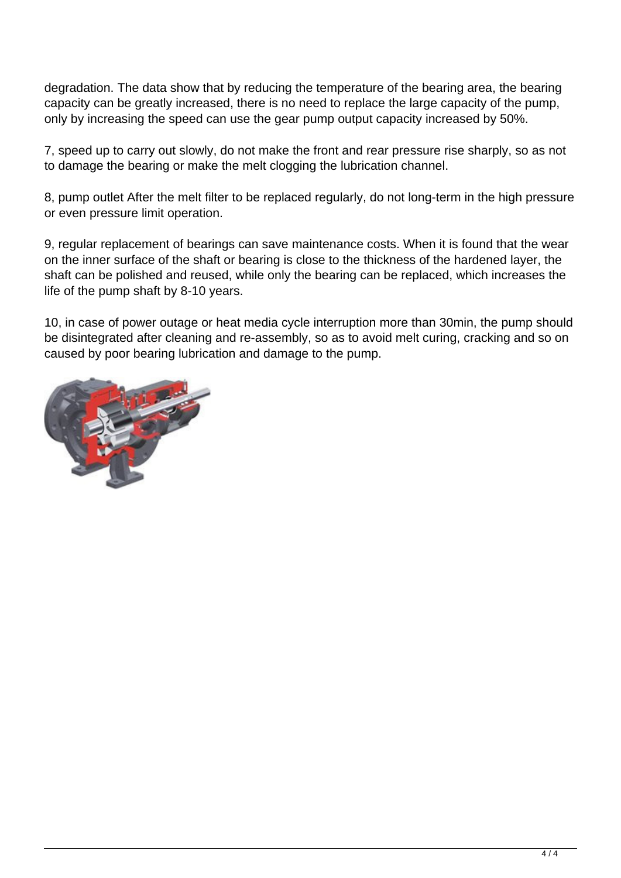degradation. The data show that by reducing the temperature of the bearing area, the bearing capacity can be greatly increased, there is no need to replace the large capacity of the pump, only by increasing the speed can use the gear pump output capacity increased by 50%.

7, speed up to carry out slowly, do not make the front and rear pressure rise sharply, so as not to damage the bearing or make the melt clogging the lubrication channel.

8, pump outlet After the melt filter to be replaced regularly, do not long-term in the high pressure or even pressure limit operation.

9, regular replacement of bearings can save maintenance costs. When it is found that the wear on the inner surface of the shaft or bearing is close to the thickness of the hardened layer, the shaft can be polished and reused, while only the bearing can be replaced, which increases the life of the pump shaft by 8-10 years.

10, in case of power outage or heat media cycle interruption more than 30min, the pump should be disintegrated after cleaning and re-assembly, so as to avoid melt curing, cracking and so on caused by poor bearing lubrication and damage to the pump.